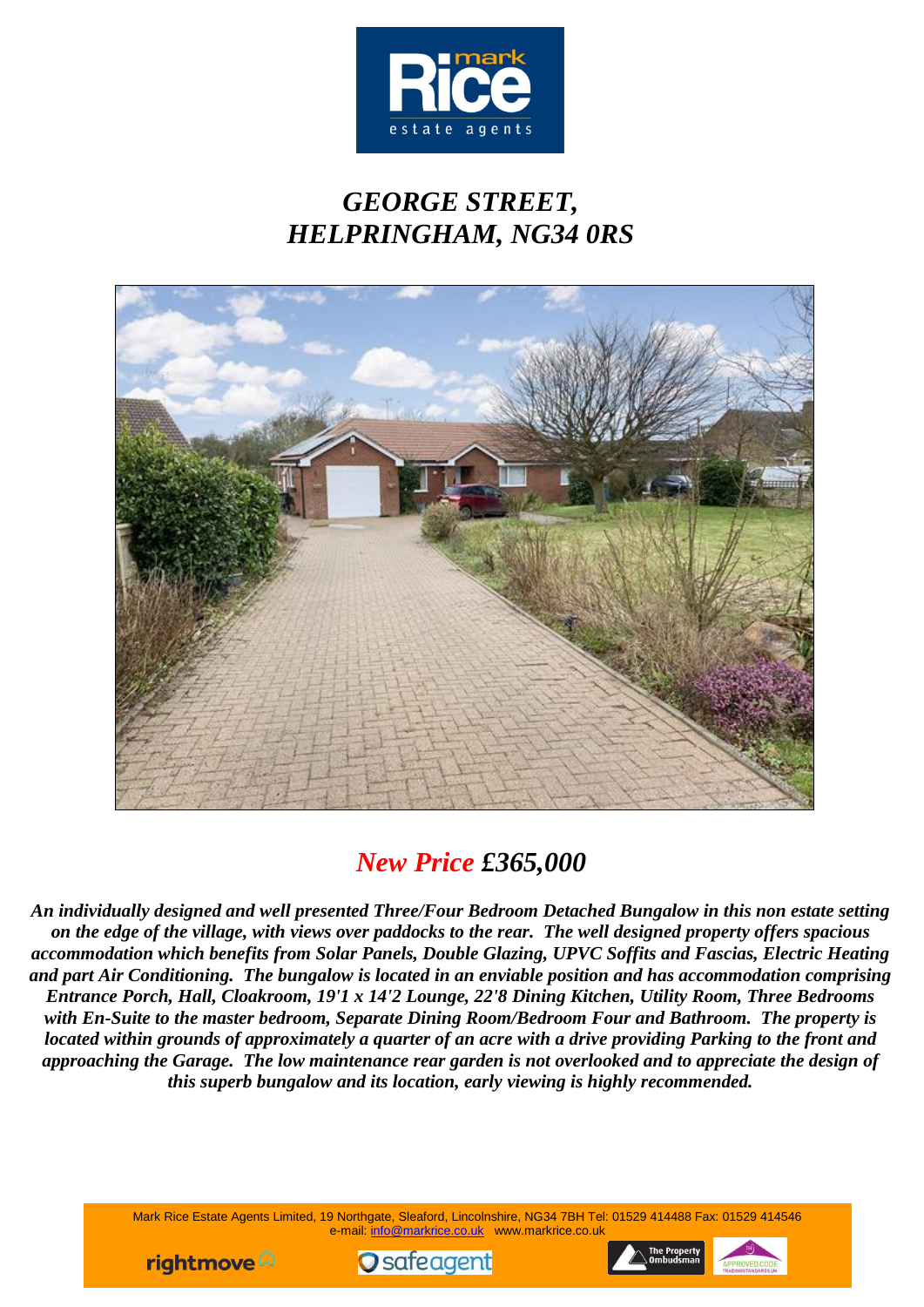# *GEORGE STREET, HELPRINGHAM, NG34 0RS*

## *New Price £365,000*

***An individually designed and well presented Three/Four Bedroom Detached Bungalow in this non estate setting on the edge of the village, with views over paddocks to the rear. The well designed property offers spacious accommodation which benefits from Solar Panels, Double Glazing, UPVC Soffits and Fascias, Electric Heating and part Air Conditioning. The bungalow is located in an enviable position and has accommodation comprising Entrance Porch, Hall, Cloakroom, 19'1 x 14'2 Lounge, 22'8 Dining Kitchen, Utility Room, Three Bedrooms with En-Suite to the master bedroom, Separate Dining Room/Bedroom Four and Bathroom. The property is located within grounds of approximately a quarter of an acre with a drive providing Parking to the front and approaching the Garage. The low maintenance rear garden is not overlooked and to appreciate the design of this superb bungalow and its location, early viewing is highly recommended.***

Mark Rice Estate Agents Limited, 19 Northgate, Sleaford, Lincolnshire, NG34 7BH Tel: 01529 414488 Fax: 01529 414546
e-mail: info@markrice.co.uk www.markrice.co.uk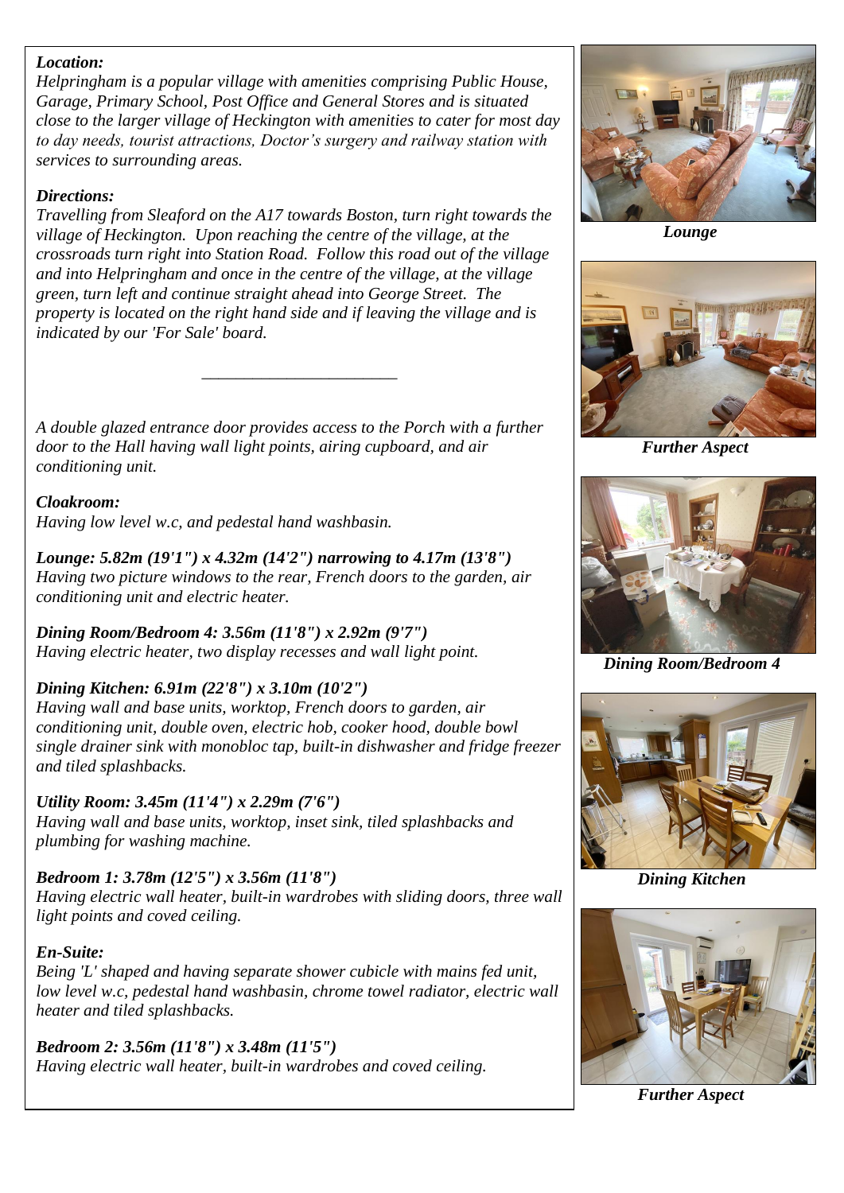***Location:***

*Helpringham is a popular village with amenities comprising Public House, Garage, Primary School, Post Office and General Stores and is situated close to the larger village of Heckington with amenities to cater for most day to day needs, tourist attractions, Doctor's surgery and railway station with services to surrounding areas.*

***Directions:***

*Travelling from Sleaford on the A17 towards Boston, turn right towards the village of Heckington. Upon reaching the centre of the village, at the crossroads turn right into Station Road. Follow this road out of the village and into Helpringham and once in the centre of the village, at the village green, turn left and continue straight ahead into George Street. The property is located on the right hand side and if leaving the village and is indicated by our 'For Sale' board.*

---

*A double glazed entrance door provides access to the Porch with a further door to the Hall having wall light points, airing cupboard, and air conditioning unit.*

***Cloakroom:***

*Having low level w.c, and pedestal hand washbasin.*

***Lounge: 5.82m (19'1") x 4.32m (14'2") narrowing to 4.17m (13'8")***

*Having two picture windows to the rear, French doors to the garden, air conditioning unit and electric heater.*

***Dining Room/Bedroom 4: 3.56m (11'8") x 2.92m (9'7")***

*Having electric heater, two display recesses and wall light point.*

***Dining Kitchen: 6.91m (22'8") x 3.10m (10'2")***

*Having wall and base units, worktop, French doors to garden, air conditioning unit, double oven, electric hob, cooker hood, double bowl single drainer sink with monobloc tap, built-in dishwasher and fridge freezer and tiled splashbacks.*

***Utility Room: 3.45m (11'4") x 2.29m (7'6")***

*Having wall and base units, worktop, inset sink, tiled splashbacks and plumbing for washing machine.*

***Bedroom 1: 3.78m (12'5") x 3.56m (11'8")***

*Having electric wall heater, built-in wardrobes with sliding doors, three wall light points and coved ceiling.*

***En-Suite:***

*Being 'L' shaped and having separate shower cubicle with mains fed unit, low level w.c, pedestal hand washbasin, chrome towel radiator, electric wall heater and tiled splashbacks.*

***Bedroom 2: 3.56m (11'8") x 3.48m (11'5")***

*Having electric wall heater, built-in wardrobes and coved ceiling.*

***Lounge***

***Further Aspect***

***Dining Room/Bedroom 4***

***Dining Kitchen***

***Further Aspect***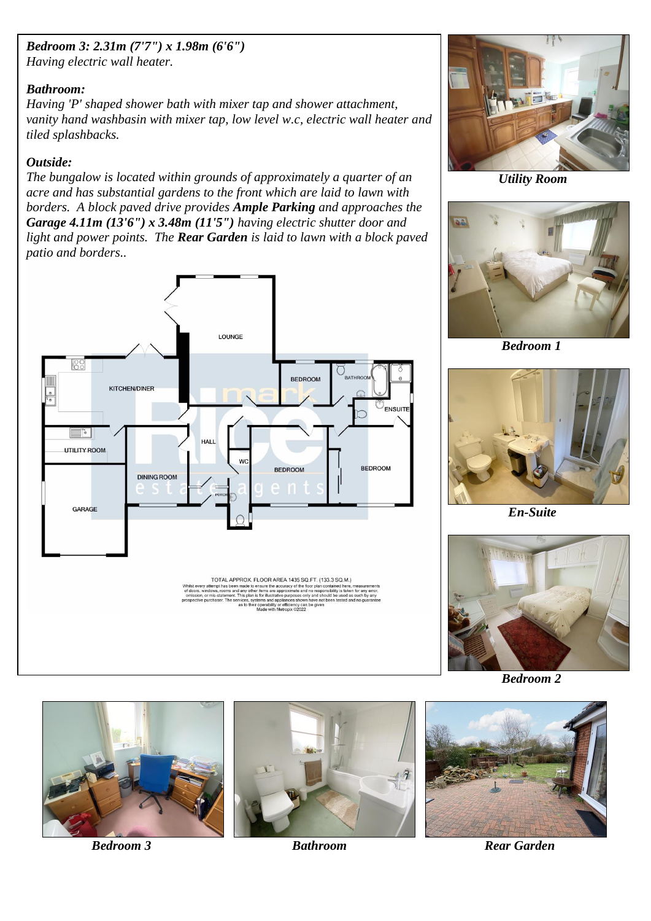***Bedroom 3: 2.31m (7'7") x 1.98m (6'6")***
*Having electric wall heater.*

***Bathroom:***
*Having 'P' shaped shower bath with mixer tap and shower attachment, vanity hand washbasin with mixer tap, low level w.c, electric wall heater and tiled splashbacks.*

***Outside:***
*The bungalow is located within grounds of approximately a quarter of an acre and has substantial gardens to the front which are laid to lawn with borders. A block paved drive provides* ***Ample Parking*** *and approaches the* ***Garage 4.11m (13'6") x 3.48m (11'5")*** *having electric shutter door and light and power points. The* ***Rear Garden*** *is laid to lawn with a block paved patio and borders..*

TOTAL APPROX. FLOOR AREA 1435 SQ.FT. (133.3 SQ.M.)
Whilst every attempt has been made to ensure the accuracy of the floor plan contained here, measurements of doors, windows, rooms and any other items are approximate and no responsibility is taken for any error, omission, or mis-statement. This plan is for illustrative purposes only and should be used as such by any prospective purchaser. The services, systems and appliances shown have not been tested and no guarantee as to their operability or efficiency can be given
Made with Metropix ©2022

***Utility Room***

***Bedroom 1***

***En-Suite***

***Bedroom 2***

***Bedroom 3***

***Bathroom***

***Rear Garden***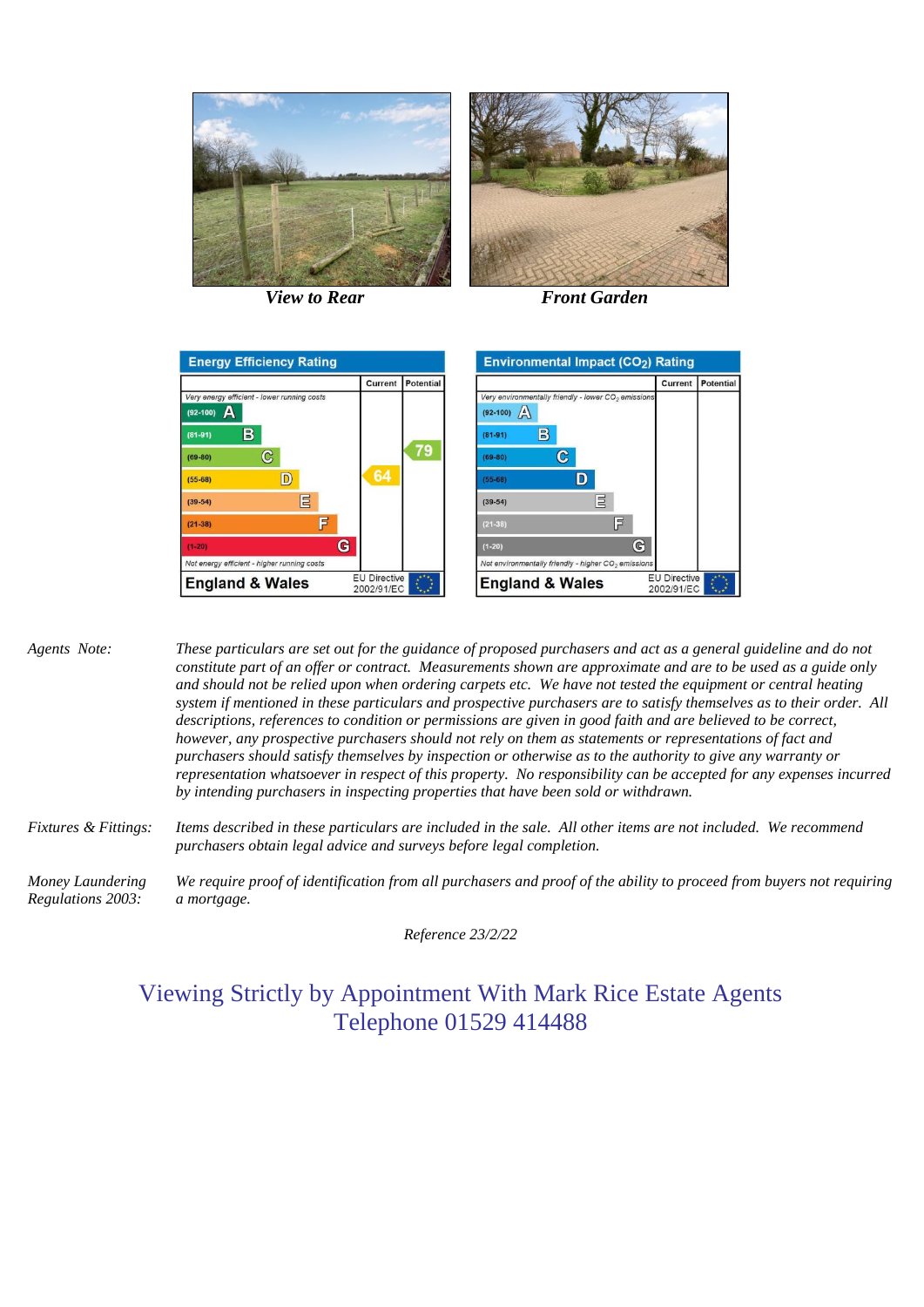*View to Rear*

*Front Garden*

Energy Efficiency Rating

Current Potential

Very energy efficient - lower running costs

(92-100) A

(81-91) B

(69-80) C

(55-68) D

(39-54) E

(21-38) F

(1-20) G

Not energy efficient - higher running costs

64

79

England & Wales

EU Directive 2002/91/EC

Environmental Impact ($CO_2$) Rating

Current Potential

Very environmentally friendly - lower $CO_2$ emissions

(92-100) A

(81-91) B

(69-80) C

(55-68) D

(39-54) E

(21-38) F

(1-20) G

Not environmentally friendly - higher $CO_2$ emissions

England & Wales

EU Directive 2002/91/EC

| | |
|---|---|
| *Agents Note:* | *These particulars are set out for the guidance of proposed purchasers and act as a general guideline and do not constitute part of an offer or contract. Measurements shown are approximate and are to be used as a guide only and should not be relied upon when ordering carpets etc. We have not tested the equipment or central heating system if mentioned in these particulars and prospective purchasers are to satisfy themselves as to their order. All descriptions, references to condition or permissions are given in good faith and are believed to be correct, however, any prospective purchasers should not rely on them as statements or representations of fact and purchasers should satisfy themselves by inspection or otherwise as to the authority to give any warranty or representation whatsoever in respect of this property. No responsibility can be accepted for any expenses incurred by intending purchasers in inspecting properties that have been sold or withdrawn.* |
| *Fixtures & Fittings:* | *Items described in these particulars are included in the sale. All other items are not included. We recommend purchasers obtain legal advice and surveys before legal completion.* |
| *Money Laundering Regulations 2003:* | *We require proof of identification from all purchasers and proof of the ability to proceed from buyers not requiring a mortgage.* |

*Reference 23/2/22*

Viewing Strictly by Appointment With Mark Rice Estate Agents
Telephone 01529 414488